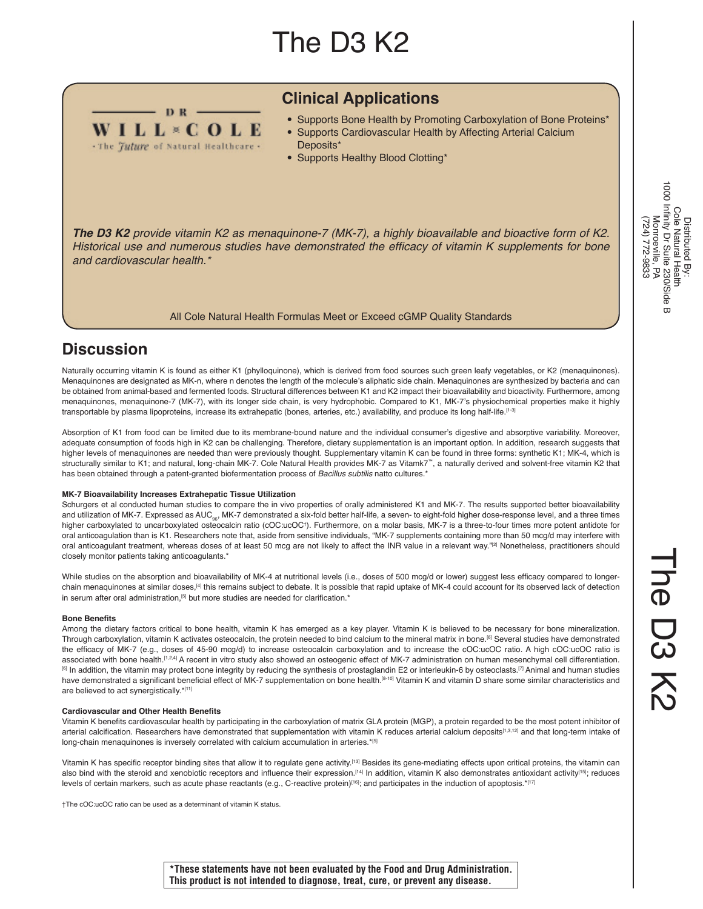# The D3 K2

DR WILL COLE
· The *Future* of Natural Healthcare ·

## Clinical Applications

- Supports Bone Health by Promoting Carboxylation of Bone Proteins*
- Supports Cardiovascular Health by Affecting Arterial Calcium Deposits*
- Supports Healthy Blood Clotting*

***The D3 K2*** *provide vitamin K2 as menaquinone-7 (MK-7), a highly bioavailable and bioactive form of K2. Historical use and numerous studies have demonstrated the efficacy of vitamin K supplements for bone and cardiovascular health.**

All Cole Natural Health Formulas Meet or Exceed cGMP Quality Standards

Distributed By:
Cole Natural Health
1000 Infinity Dr Suite 230/Side B
Monroeville, PA
(724) 772-9833

## Discussion

Naturally occurring vitamin K is found as either K1 (phylloquinone), which is derived from food sources such green leafy vegetables, or K2 (menaquinones). Menaquinones are designated as MK-n, where n denotes the length of the molecule's aliphatic side chain. Menaquinones are synthesized by bacteria and can be obtained from animal-based and fermented foods. Structural differences between K1 and K2 impact their bioavailability and bioactivity. Furthermore, among menaquinones, menaquinone-7 (MK-7), with its longer side chain, is very hydrophobic. Compared to K1, MK-7's physiochemical properties make it highly transportable by plasma lipoproteins, increase its extrahepatic (bones, arteries, etc.) availability, and produce its long half-life.[1-3]

Absorption of K1 from food can be limited due to its membrane-bound nature and the individual consumer's digestive and absorptive variability. Moreover, adequate consumption of foods high in K2 can be challenging. Therefore, dietary supplementation is an important option. In addition, research suggests that higher levels of menaquinones are needed than were previously thought. Supplementary vitamin K can be found in three forms: synthetic K1; MK-4, which is structurally similar to K1; and natural, long-chain MK-7. Cole Natural Health provides MK-7 as Vitamk7™, a naturally derived and solvent-free vitamin K2 that has been obtained through a patent-granted biofermentation process of *Bacillus subtilis* natto cultures.*

### MK-7 Bioavailability Increases Extrahepatic Tissue Utilization

Schurgers et al conducted human studies to compare the in vivo properties of orally administered K1 and MK-7. The results supported better bioavailability and utilization of MK-7. Expressed as $AUC_{96}$, MK-7 demonstrated a six-fold better half-life, a seven- to eight-fold higher dose-response level, and a three times higher carboxylated to uncarboxylated osteocalcin ratio (cOC:ucOC†). Furthermore, on a molar basis, MK-7 is a three-to-four times more potent antidote for oral anticoagulation than is K1. Researchers note that, aside from sensitive individuals, "MK-7 supplements containing more than 50 mcg/d may interfere with oral anticoagulant treatment, whereas doses of at least 50 mcg are not likely to affect the INR value in a relevant way."[2] Nonetheless, practitioners should closely monitor patients taking anticoagulants.*

While studies on the absorption and bioavailability of MK-4 at nutritional levels (i.e., doses of 500 mcg/d or lower) suggest less efficacy compared to longer-chain menaquinones at similar doses,[4] this remains subject to debate. It is possible that rapid uptake of MK-4 could account for its observed lack of detection in serum after oral administration,[5] but more studies are needed for clarification.*

### Bone Benefits

Among the dietary factors critical to bone health, vitamin K has emerged as a key player. Vitamin K is believed to be necessary for bone mineralization. Through carboxylation, vitamin K activates osteocalcin, the protein needed to bind calcium to the mineral matrix in bone.[6] Several studies have demonstrated the efficacy of MK-7 (e.g., doses of 45-90 mcg/d) to increase osteocalcin carboxylation and to increase the cOC:ucOC ratio. A high cOC:ucOC ratio is associated with bone health.[1,2,4] A recent in vitro study also showed an osteogenic effect of MK-7 administration on human mesenchymal cell differentiation.[6] In addition, the vitamin may protect bone integrity by reducing the synthesis of prostaglandin E2 or interleukin-6 by osteoclasts.[7] Animal and human studies have demonstrated a significant beneficial effect of MK-7 supplementation on bone health.[8-10] Vitamin K and vitamin D share some similar characteristics and are believed to act synergistically.*[11]

### Cardiovascular and Other Health Benefits

Vitamin K benefits cardiovascular health by participating in the carboxylation of matrix GLA protein (MGP), a protein regarded to be the most potent inhibitor of arterial calcification. Researchers have demonstrated that supplementation with vitamin K reduces arterial calcium deposits[1,3,12] and that long-term intake of long-chain menaquinones is inversely correlated with calcium accumulation in arteries.*[5]

Vitamin K has specific receptor binding sites that allow it to regulate gene activity.[13] Besides its gene-mediating effects upon critical proteins, the vitamin can also bind with the steroid and xenobiotic receptors and influence their expression.[14] In addition, vitamin K also demonstrates antioxidant activity[15]; reduces levels of certain markers, such as acute phase reactants (e.g., C-reactive protein)[16]; and participates in the induction of apoptosis.*[17]

†The cOC:ucOC ratio can be used as a determinant of vitamin K status.

**\*These statements have not been evaluated by the Food and Drug Administration. This product is not intended to diagnose, treat, cure, or prevent any disease.**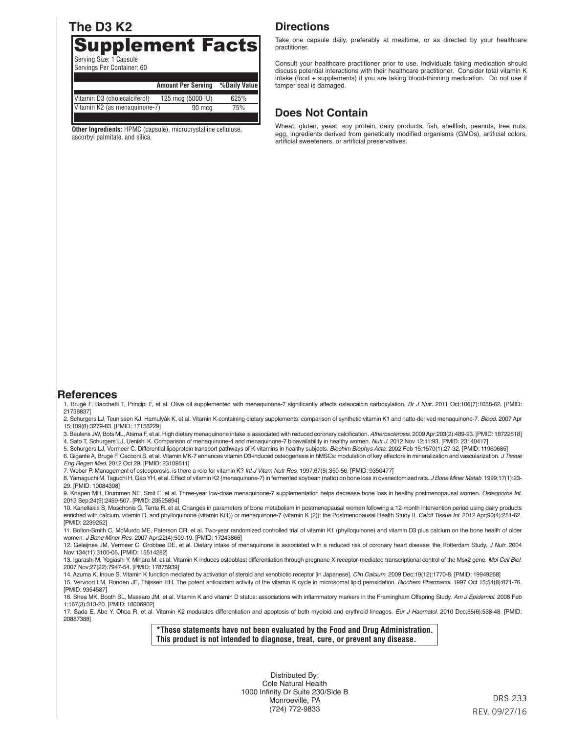## The D3 K2

# Supplement Facts

Serving Size: 1 Capsule
Servings Per Container: 60

| | Amount Per Serving | %Daily Value |
|---|---|---|
| Vitamin D3 (cholecalciferol) | 125 mcg (5000 IU) | 625% |
| Vitamin K2 (as menaquinone-7) | 90 mcg | 75% |

**Other Ingredients:** HPMC (capsule), microcrystalline cellulose, ascorbyl palmitate, and silica.

## Directions

Take one capsule daily, preferably at mealtime, or as directed by your healthcare practitioner.

Consult your healthcare practitioner prior to use. Individuals taking medication should discuss potential interactions with their healthcare practitioner. Consider total vitamin K intake (food + supplements) if you are taking blood-thinning medication. Do not use if tamper seal is damaged.

## Does Not Contain

Wheat, gluten, yeast, soy protein, dairy products, fish, shellfish, peanuts, tree nuts, egg, ingredients derived from genetically modified organisms (GMOs), artificial colors, artificial sweeteners, or artificial preservatives.

## References

1. Brugè F, Bacchetti T, Principi F, et al. Olive oil supplemented with menaquinone-7 significantly affects osteocalcin carboxylation. *Br J Nutr.* 2011 Oct;106(7):1058-62. [PMID: 21736837]
2. Schurgers LJ, Teunissen KJ, Hamulyák K, et al. Vitamin K-containing dietary supplements: comparison of synthetic vitamin K1 and natto-derived menaquinone-7. *Blood.* 2007 Apr 15;109(8):3279-83. [PMID: 17158229]
3. Beulens JW, Bots ML, Atsma F, et al. High dietary menaquinone intake is associated with reduced coronary calcification. *Atherosclerosis.* 2009 Apr;203(2):489-93. [PMID: 18722618]
4. Sato T, Schurgers LJ, Uenishi K. Comparison of menaquinone-4 and menaquinone-7 bioavailability in healthy women. *Nutr J.* 2012 Nov 12;11:93. [PMID: 23140417]
5. Schurgers LJ, Vermeer C. Differential lipoprotein transport pathways of K-vitamins in healthy subjects. *Biochim Biophys Acta.* 2002 Feb 15;1570(1):27-32. [PMID: 11960685]
6. Gigante A, Brugè F, Cecconi S, et al. Vitamin MK-7 enhances vitamin D3-induced osteogenesis in hMSCs: modulation of key effectors in mineralization and vascularization. *J Tissue Eng Regen Med.* 2012 Oct 29. [PMID: 23109511]
7. Weber P. Management of osteoporosis: is there a role for vitamin K? *Int J Vitam Nutr Res.* 1997;67(5):350-56. [PMID: 9350477]
8. Yamaguchi M, Taguchi H, Gao YH, et al. Effect of vitamin K2 (menaquinone-7) in fermented soybean (natto) on bone loss in ovariectomized rats. *J Bone Miner Metab.* 1999;17(1):23-29. [PMID: 10084398]
9. Knapen MH, Drummen NE, Smit E, et al. Three-year low-dose menaquinone-7 supplementation helps decrease bone loss in healthy postmenopausal women. *Osteoporos Int.* 2013 Sep;24(9):2499-507. [PMID: 23525894]
10. Kanellakis S, Moschonis G, Tenta R, et al. Changes in parameters of bone metabolism in postmenopausal women following a 12-month intervention period using dairy products enriched with calcium, vitamin D, and phylloquinone (vitamin K(1)) or menaquinone-7 (vitamin K (2)): the Postmenopausal Health Study II. *Calcif Tissue Int.* 2012 Apr;90(4):251-62. [PMID: 2239252]
11. Bolton-Smith C, McMurdo ME, Paterson CR, et al. Two-year randomized controlled trial of vitamin K1 (phylloquinone) and vitamin D3 plus calcium on the bone health of older women. *J Bone Miner Res.* 2007 Apr;22(4):509-19. [PMID: 17243866]
12. Geleijnse JM, Vermeer C, Grobbee DE, et al. Dietary intake of menaquinone is associated with a reduced risk of coronary heart disease: the Rotterdam Study. *J Nutr.* 2004 Nov;134(11):3100-05. [PMID: 15514282]
13. Igarashi M, Yogiashi Y, Mihara M, et al. Vitamin K induces osteoblast differentiation through pregnane X receptor-mediated transcriptional control of the Msx2 gene. *Mol Cell Biol.* 2007 Nov;27(22):7947-54. [PMID: 17875939]
14. Azuma K, Inoue S. Vitamin K function mediated by activation of steroid and xenobiotic receptor [in Japanese]. *Clin Calcium.* 2009 Dec;19(12):1770-8. [PMID: 19949268]
15. Vervoort LM, Ronden JE, Thijssen HH. The potent antioxidant activity of the vitamin K cycle in microsomal lipid peroxidation. *Biochem Pharmacol.* 1997 Oct 15;54(8):871-76. [PMID: 9354587]
16. Shea MK, Booth SL, Massaro JM, et al. Vitamin K and vitamin D status: associations with inflammatory markers in the Framingham Offspring Study. *Am J Epidemiol.* 2008 Feb 1;167(3):313-20. [PMID: 18006902]
17. Sada E, Abe Y, Ohba R, et al. Vitamin K2 modulates differentiation and apoptosis of both myeloid and erythroid lineages. *Eur J Haematol.* 2010 Dec;85(6):538-48. [PMID: 20887388]

**\*These statements have not been evaluated by the Food and Drug Administration. This product is not intended to diagnose, treat, cure, or prevent any disease.**

Distributed By:
Cole Natural Health
1000 Infinity Dr Suite 230/Side B
Monroeville, PA
(724) 772-9833

DRS-233
REV. 09/27/16